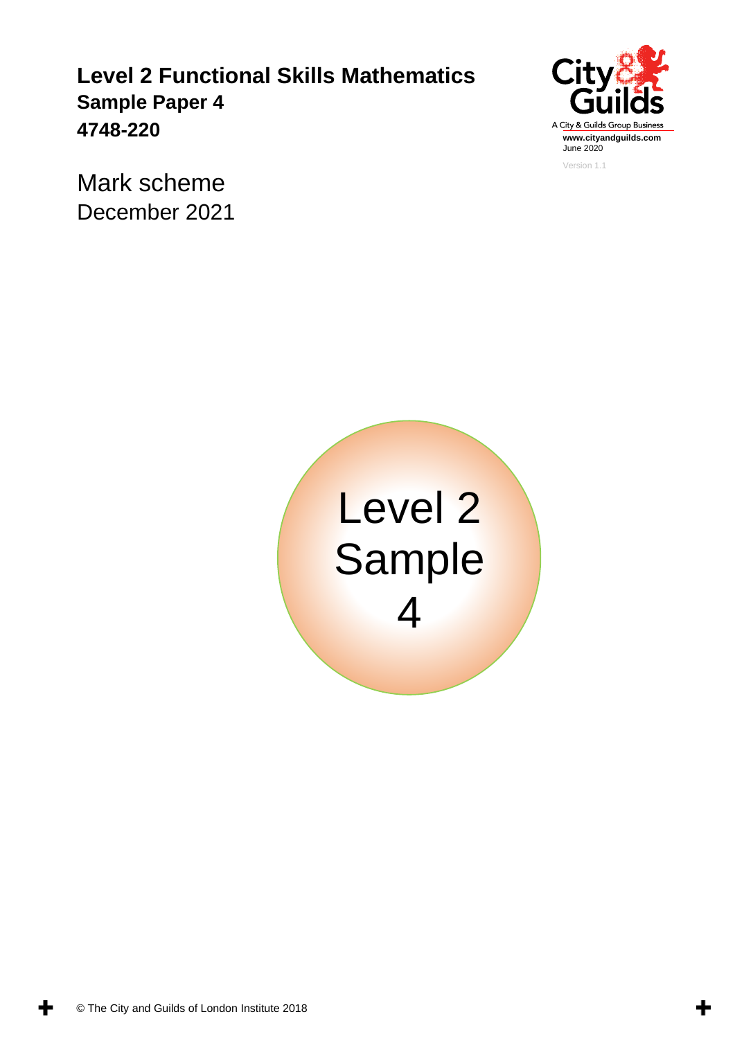# Level 2 Functional Skills Mathematics

**Sample Paper 4**

**4748-220**

A City & Guilds Group Business

**www.cityandguilds.com**

June 2020

Version 1.1

Mark scheme

December 2021

Level 2
Sample
4

© The City and Guilds of London Institute 2018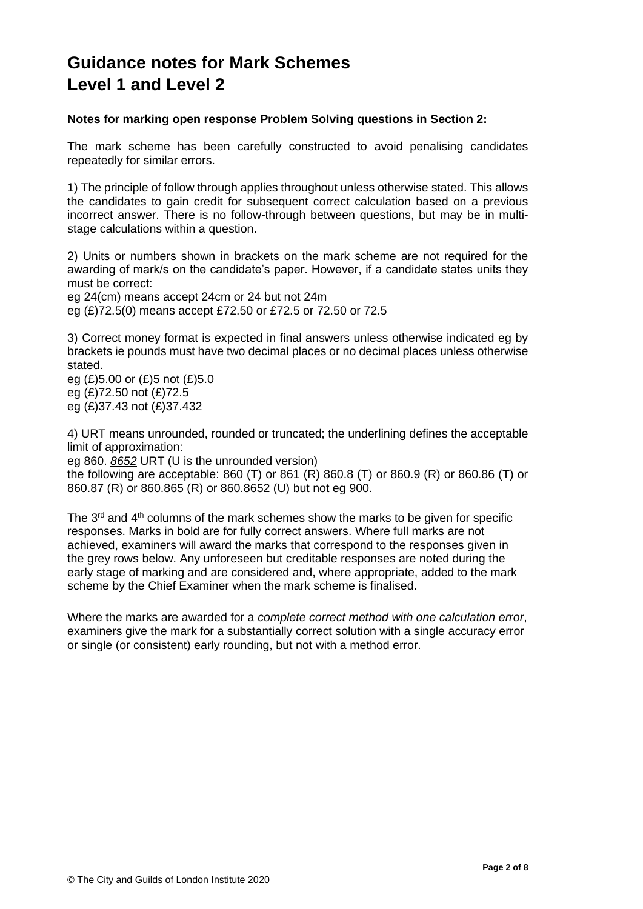# Guidance notes for Mark Schemes
# Level 1 and Level 2

**Notes for marking open response Problem Solving questions in Section 2:**

The mark scheme has been carefully constructed to avoid penalising candidates repeatedly for similar errors.

1) The principle of follow through applies throughout unless otherwise stated. This allows the candidates to gain credit for subsequent correct calculation based on a previous incorrect answer. There is no follow-through between questions, but may be in multi-stage calculations within a question.

2) Units or numbers shown in brackets on the mark scheme are not required for the awarding of mark/s on the candidate's paper. However, if a candidate states units they must be correct:
eg 24(cm) means accept 24cm or 24 but not 24m
eg (£)72.5(0) means accept £72.50 or £72.5 or 72.50 or 72.5

3) Correct money format is expected in final answers unless otherwise indicated eg by brackets ie pounds must have two decimal places or no decimal places unless otherwise stated.
eg (£)5.00 or (£)5 not (£)5.0
eg (£)72.50 not (£)72.5
eg (£)37.43 not (£)37.432

4) URT means unrounded, rounded or truncated; the underlining defines the acceptable limit of approximation:
eg 860. <u>*8652*</u> URT (U is the unrounded version)
the following are acceptable: 860 (T) or 861 (R) 860.8 (T) or 860.9 (R) or 860.86 (T) or 860.87 (R) or 860.865 (R) or 860.8652 (U) but not eg 900.

The 3rd and 4th columns of the mark schemes show the marks to be given for specific responses. Marks in bold are for fully correct answers. Where full marks are not achieved, examiners will award the marks that correspond to the responses given in the grey rows below. Any unforeseen but creditable responses are noted during the early stage of marking and are considered and, where appropriate, added to the mark scheme by the Chief Examiner when the mark scheme is finalised.

Where the marks are awarded for a *complete correct method with one calculation error*, examiners give the mark for a substantially correct solution with a single accuracy error or single (or consistent) early rounding, but not with a method error.

© The City and Guilds of London Institute 2020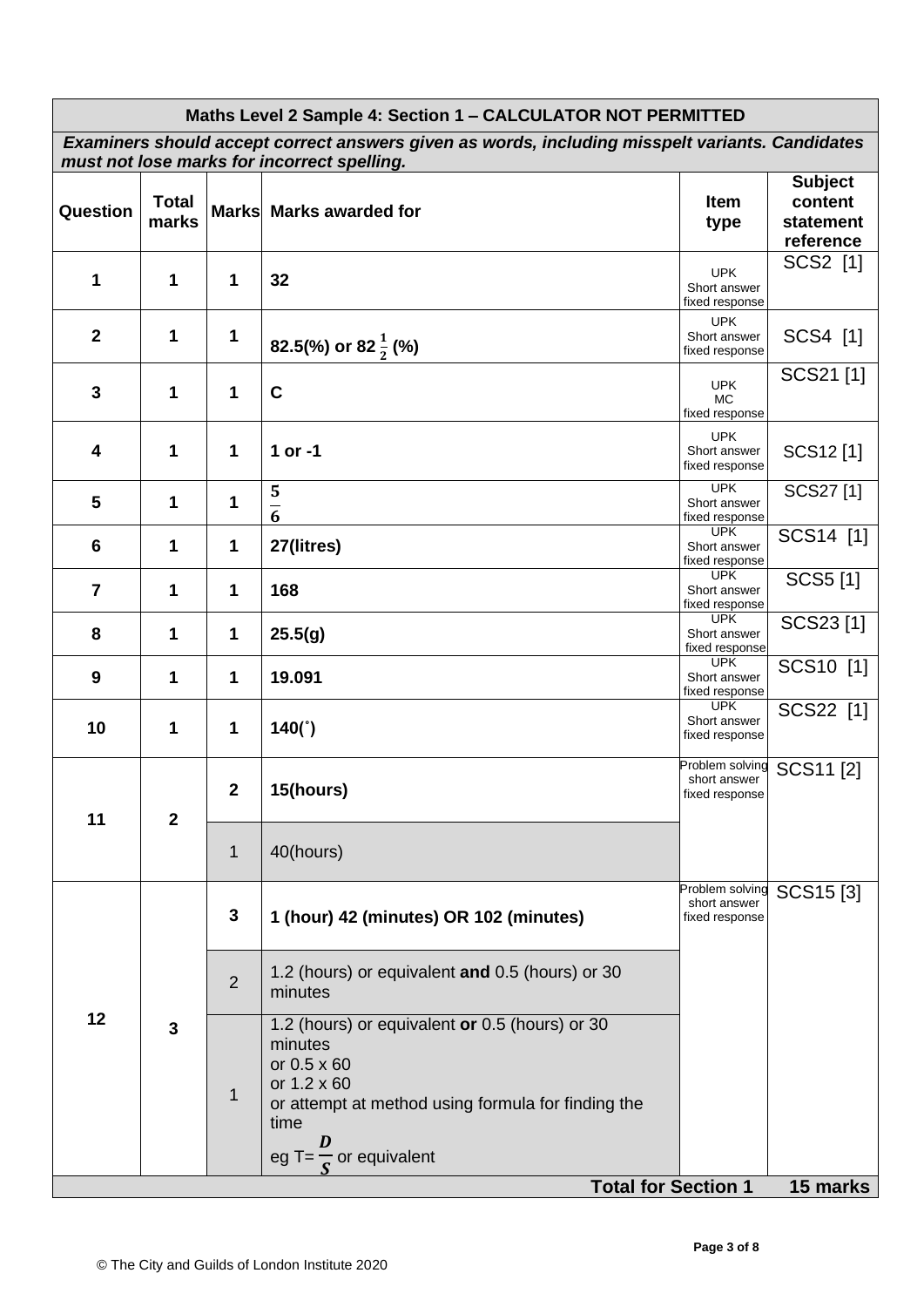| Maths Level 2 Sample 4: Section 1 – CALCULATOR NOT PERMITTED | | | | | |
|---|---|---|---|---|---|
| ***Examiners should accept correct answers given as words, including misspelt variants. Candidates must not lose marks for incorrect spelling.*** | | | | | |
| **Question** | **Total marks** | **Marks** | **Marks awarded for** | **Item type** | **Subject content statement reference** |
| **1** | **1** | **1** | **32** | UPK Short answer fixed response | SCS2 [1] |
| **2** | **1** | **1** | **82.5(%) or 82 $\frac{1}{2}$ (%)** | UPK Short answer fixed response | SCS4 [1] |
| **3** | **1** | **1** | **C** | UPK MC fixed response | SCS21 [1] |
| **4** | **1** | **1** | **1 or -1** | UPK Short answer fixed response | SCS12 [1] |
| **5** | **1** | **1** | $\frac{5}{6}$ | UPK Short answer fixed response | SCS27 [1] |
| **6** | **1** | **1** | **27(litres)** | UPK Short answer fixed response | SCS14 [1] |
| **7** | **1** | **1** | **168** | UPK Short answer fixed response | SCS5 [1] |
| **8** | **1** | **1** | **25.5(g)** | UPK Short answer fixed response | SCS23 [1] |
| **9** | **1** | **1** | **19.091** | UPK Short answer fixed response | SCS10 [1] |
| **10** | **1** | **1** | **140(°)** | UPK Short answer fixed response | SCS22 [1] |
| **11** | **2** | **2** | **15(hours)** | Problem solving short answer fixed response | SCS11 [2] |
| | | 1 | 40(hours) | | |
| **12** | **3** | **3** | **1 (hour) 42 (minutes) OR 102 (minutes)** | Problem solving short answer fixed response | SCS15 [3] |
| | | 2 | 1.2 (hours) or equivalent **and** 0.5 (hours) or 30 minutes | | |
| | | 1 | 1.2 (hours) or equivalent **or** 0.5 (hours) or 30 minutes<br>or 0.5 x 60<br>or 1.2 x 60<br>or attempt at method using formula for finding the time<br>eg T= $\frac{D}{S}$ or equivalent | | |
| **Total for Section 1** | | | | | **15 marks** |

© The City and Guilds of London Institute 2020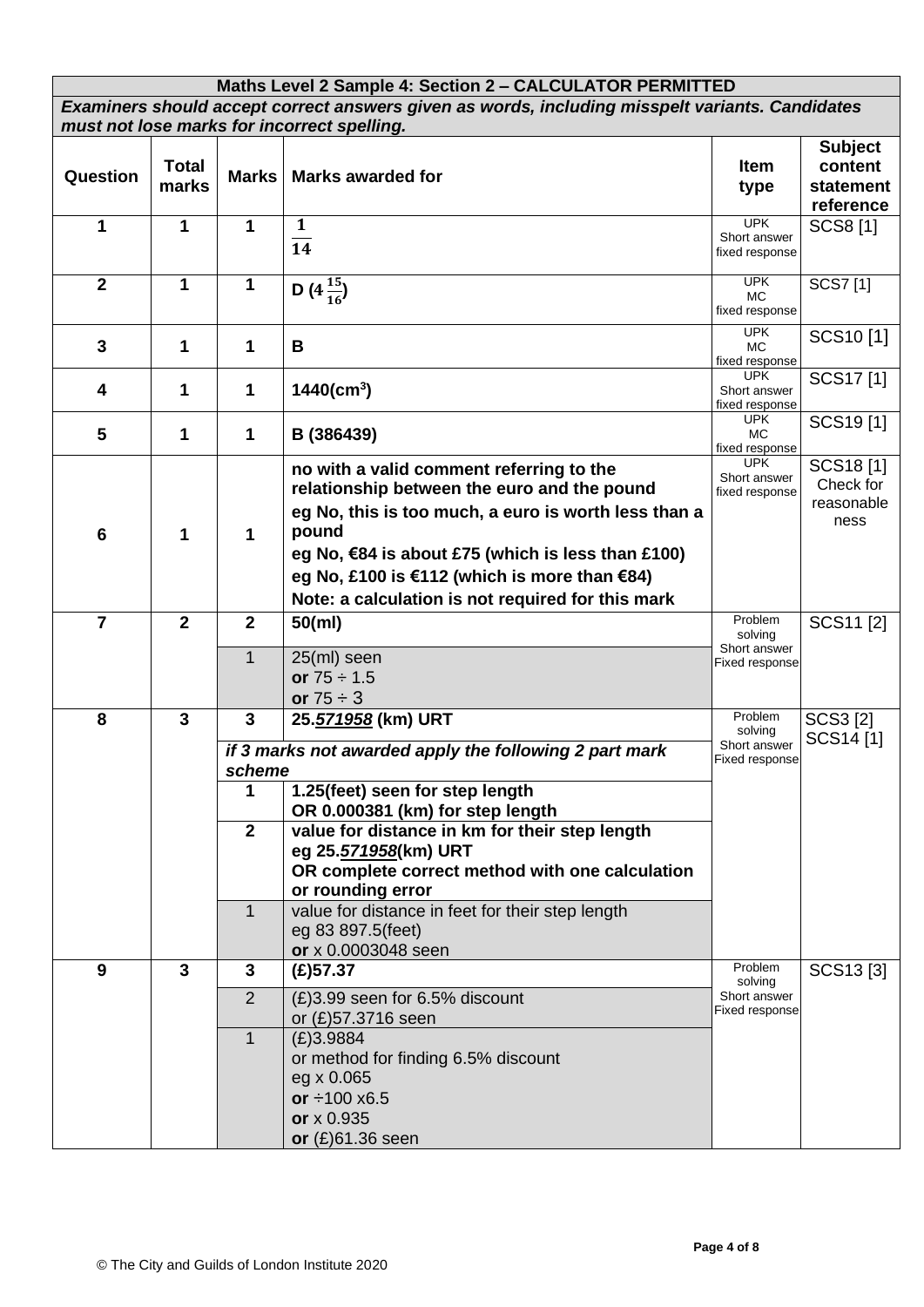| Maths Level 2 Sample 4: Section 2 – CALCULATOR PERMITTED | | | | | |
|---|---|---|---|---|---|
| ***Examiners should accept correct answers given as words, including misspelt variants. Candidates must not lose marks for incorrect spelling.*** | | | | | |
| **Question** | **Total marks** | **Marks** | **Marks awarded for** | **Item type** | **Subject content statement reference** |
| **1** | **1** | **1** | $\frac{1}{14}$ | UPK Short answer fixed response | SCS8 [1] |
| **2** | **1** | **1** | **D ($4\frac{15}{16}$)** | UPK MC fixed response | SCS7 [1] |
| **3** | **1** | **1** | **B** | UPK MC fixed response | SCS10 [1] |
| **4** | **1** | **1** | **1440(cm$^3$)** | UPK Short answer fixed response | SCS17 [1] |
| **5** | **1** | **1** | **B (386439)** | UPK MC fixed response | SCS19 [1] |
| **6** | **1** | **1** | **no with a valid comment referring to the relationship between the euro and the pound**<br>**eg No, this is too much, a euro is worth less than a pound**<br>**eg No, €84 is about £75 (which is less than £100)**<br>**eg No, £100 is €112 (which is more than €84)**<br>**Note: a calculation is not required for this mark** | UPK Short answer fixed response | SCS18 [1] Check for reasonableness |
| **7** | **2** | **2** | **50(ml)** | Problem solving Short answer Fixed response | SCS11 [2] |
| | | 1 | 25(ml) seen<br>**or** 75 ÷ 1.5<br>**or** 75 ÷ 3 | | |
| **8** | **3** | **3** | **25.*<u>571958</u>* (km) URT** | Problem solving Short answer Fixed response | SCS3 [2] SCS14 [1] |
| | | ***if 3 marks not awarded apply the following 2 part mark scheme*** | | | |
| | | **1** | **1.25(feet) seen for step length**<br>**OR 0.000381 (km) for step length** | | |
| | | **2** | **value for distance in km for their step length**<br>**eg 25.*<u>571958</u>*(km) URT**<br>**OR complete correct method with one calculation or rounding error** | | |
| | | 1 | value for distance in feet for their step length<br>eg 83 897.5(feet)<br>**or** x 0.0003048 seen | | |
| **9** | **3** | **3** | **(£)57.37** | Problem solving Short answer Fixed response | SCS13 [3] |
| | | 2 | (£)3.99 seen for 6.5% discount<br>or (£)57.3716 seen | | |
| | | 1 | (£)3.9884<br>or method for finding 6.5% discount<br>eg x 0.065<br>**or** ÷100 x6.5<br>**or** x 0.935<br>**or** (£)61.36 seen | | |

© The City and Guilds of London Institute 2020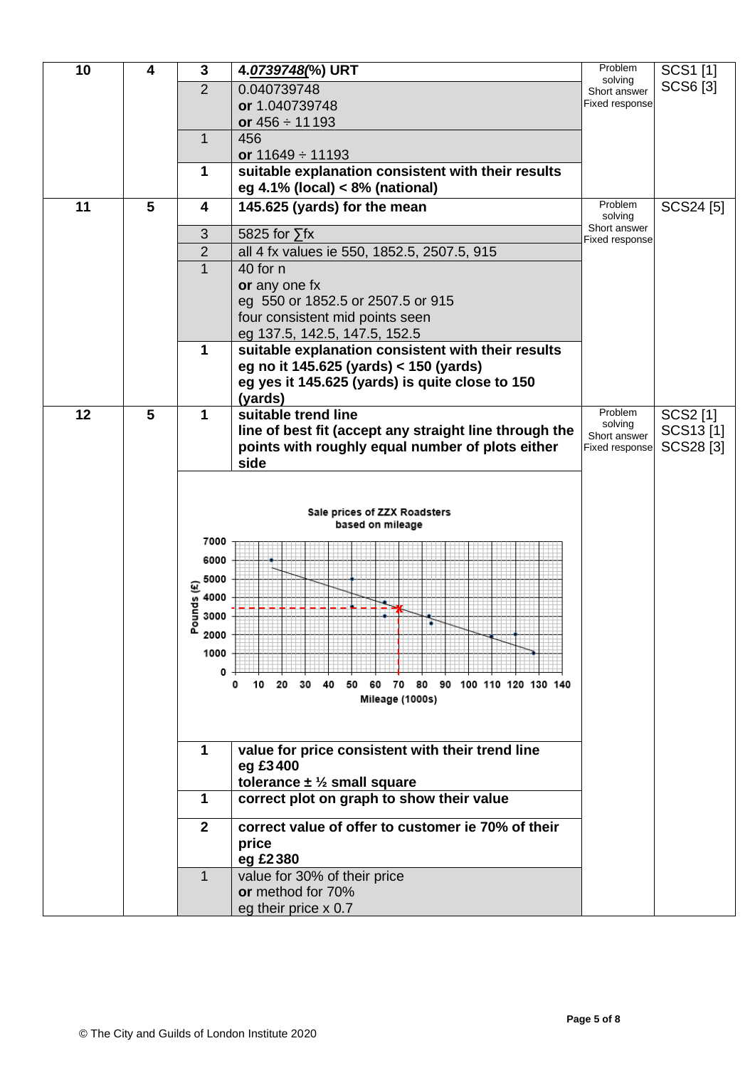| | | | | | |
|---|---|---|---|---|---|
| **10** | **4** | **3** | **4.*0739748*(%) URT** | Problem solving<br>Short answer<br>Fixed response | SCS1 [1]<br>SCS6 [3] |
| | | 2 | 0.040739748<br>**or** 1.040739748<br>**or** 456 ÷ 11 193 | | |
| | | 1 | 456<br>**or** 11649 ÷ 11193 | | |
| | | **1** | **suitable explanation consistent with their results**<br>**eg 4.1% (local) < 8% (national)** | | |
| **11** | **5** | **4** | **145.625 (yards) for the mean** | Problem solving<br>Short answer<br>Fixed response | SCS24 [5] |
| | | 3 | 5825 for ∑fx | | |
| | | 2 | all 4 fx values ie 550, 1852.5, 2507.5, 915 | | |
| | | 1 | 40 for n<br>**or** any one fx<br>eg 550 or 1852.5 or 2507.5 or 915<br>four consistent mid points seen<br>eg 137.5, 142.5, 147.5, 152.5 | | |
| | | **1** | **suitable explanation consistent with their results**<br>**eg no it 145.625 (yards) < 150 (yards)**<br>**eg yes it 145.625 (yards) is quite close to 150 (yards)** | | |
| **12** | **5** | **1** | **suitable trend line**<br>**line of best fit (accept any straight line through the points with roughly equal number of plots either side** | Problem solving<br>Short answer<br>Fixed response | SCS2 [1]<br>SCS13 [1]<br>SCS28 [3] |
| | | | Sale prices of ZZX Roadsters based on mileage<br>Pounds (£): 0, 1000, 2000, 3000, 4000, 5000, 6000, 7000<br>Mileage (1000s): 0, 10, 20, 30, 40, 50, 60, 70, 80, 90, 100, 110, 120, 130, 140 | | |
| | | **1** | **value for price consistent with their trend line**<br>**eg £3 400**<br>**tolerance ± ½ small square** | | |
| | | **1** | **correct plot on graph to show their value** | | |
| | | **2** | **correct value of offer to customer ie 70% of their price**<br>**eg £2 380** | | |
| | | 1 | value for 30% of their price<br>**or** method for 70%<br>eg their price x 0.7 | | |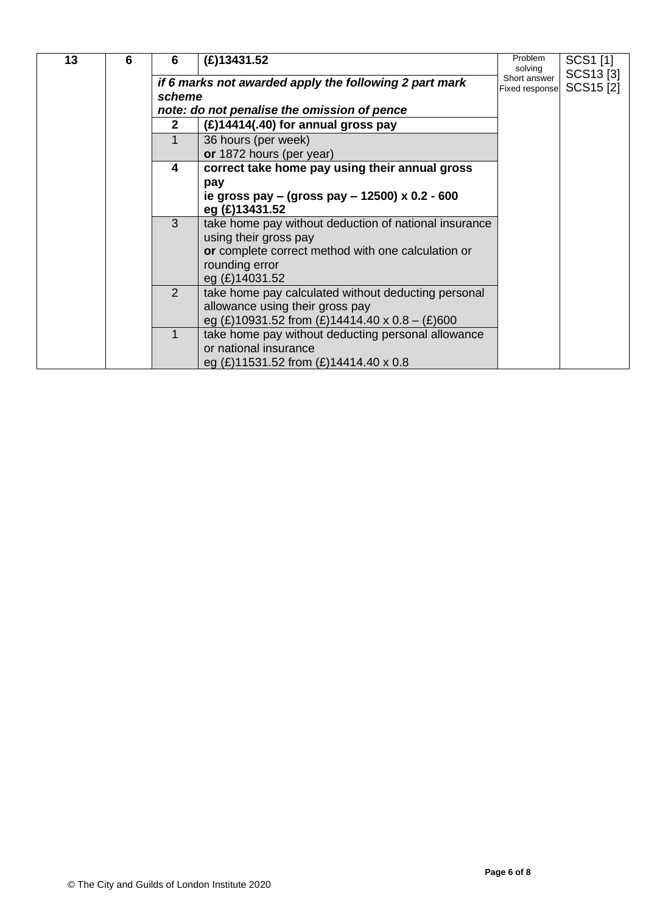| 13 | 6 | 6 | **(£)13431.52** | Problem solving<br>Short answer<br>Fixed response | SCS1 [1]<br>SCS13 [3]<br>SCS15 [2] |
|---|---|---|---|---|---|
| | | ***if 6 marks not awarded apply the following 2 part mark scheme***<br>***note: do not penalise the omission of pence*** | | | |
| | | **2** | **(£)14414(.40) for annual gross pay** | | |
| | | 1 | 36 hours (per week)<br>**or** 1872 hours (per year) | | |
| | | **4** | **correct take home pay using their annual gross pay**<br>**ie gross pay – (gross pay – 12500) x 0.2 - 600**<br>**eg (£)13431.52** | | |
| | | 3 | take home pay without deduction of national insurance using their gross pay<br>**or** complete correct method with one calculation or rounding error<br>eg (£)14031.52 | | |
| | | 2 | take home pay calculated without deducting personal allowance using their gross pay<br>eg (£)10931.52 from (£)14414.40 x 0.8 – (£)600 | | |
| | | 1 | take home pay without deducting personal allowance or national insurance<br>eg (£)11531.52 from (£)14414.40 x 0.8 | | |

© The City and Guilds of London Institute 2020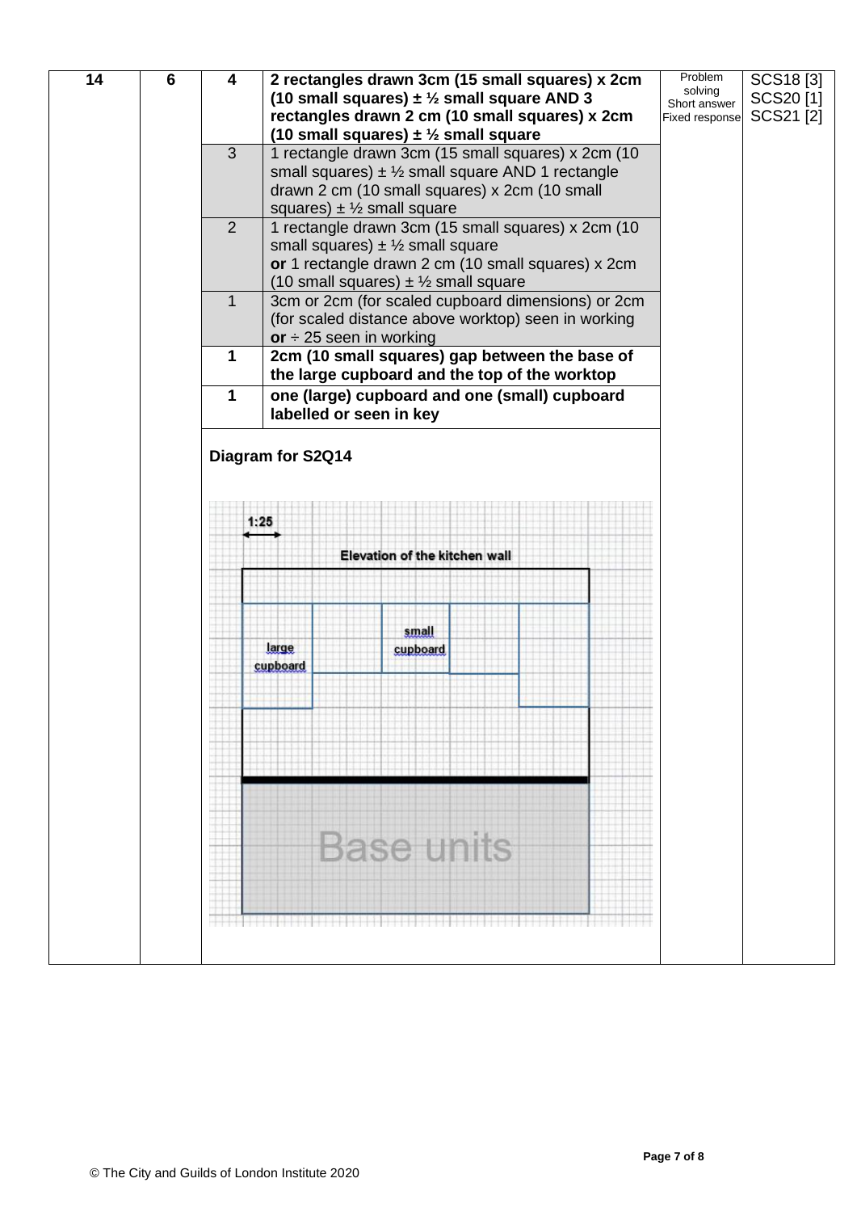| | | | | | |
|---|---|---|---|---|---|
| **14** | **6** | **4** | **2 rectangles drawn 3cm (15 small squares) x 2cm (10 small squares) ± ½ small square AND 3 rectangles drawn 2 cm (10 small squares) x 2cm (10 small squares) ± ½ small square** | Problem solving Short answer Fixed response | SCS18 [3] SCS20 [1] SCS21 [2] |
| | | 3 | 1 rectangle drawn 3cm (15 small squares) x 2cm (10 small squares) ± ½ small square AND 1 rectangle drawn 2 cm (10 small squares) x 2cm (10 small squares) ± ½ small square | | |
| | | 2 | 1 rectangle drawn 3cm (15 small squares) x 2cm (10 small squares) ± ½ small square **or** 1 rectangle drawn 2 cm (10 small squares) x 2cm (10 small squares) ± ½ small square | | |
| | | 1 | 3cm or 2cm (for scaled cupboard dimensions) or 2cm (for scaled distance above worktop) seen in working **or** ÷ 25 seen in working | | |
| | | **1** | **2cm (10 small squares) gap between the base of the large cupboard and the top of the worktop** | | |
| | | **1** | **one (large) cupboard and one (small) cupboard labelled or seen in key** | | |

**Diagram for S2Q14**

1:25

**Elevation of the kitchen wall**

large cupboard

small cupboard

Base units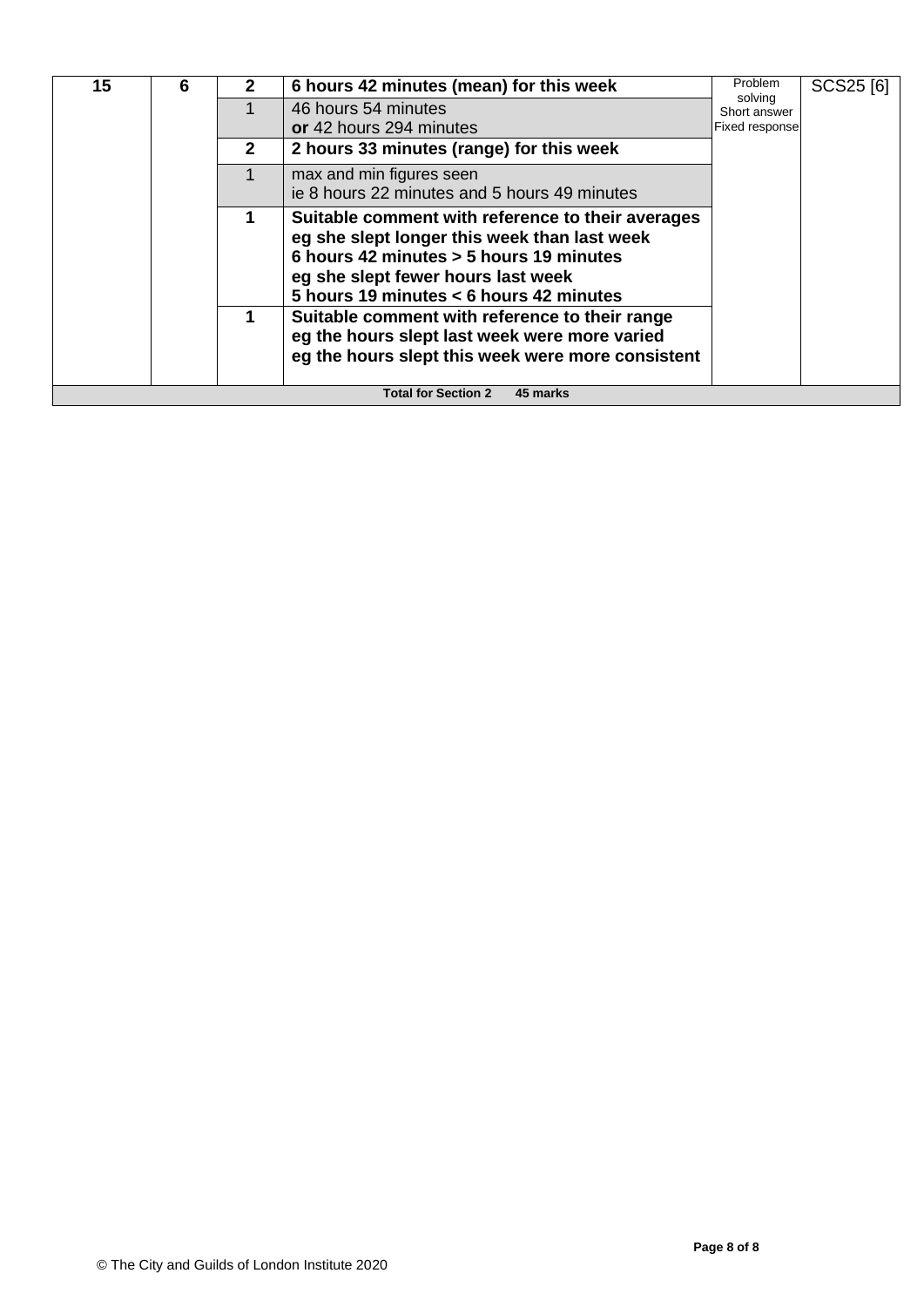| | | | | | |
|---|---|---|---|---|---|
| **15** | **6** | **2** | **6 hours 42 minutes (mean) for this week** | Problem solving<br>Short answer<br>Fixed response | SCS25 [6] |
| | | 1 | 46 hours 54 minutes<br>**or** 42 hours 294 minutes | | |
| | | **2** | **2 hours 33 minutes (range) for this week** | | |
| | | 1 | max and min figures seen<br>ie 8 hours 22 minutes and 5 hours 49 minutes | | |
| | | **1** | **Suitable comment with reference to their averages**<br>**eg she slept longer this week than last week**<br>**6 hours 42 minutes > 5 hours 19 minutes**<br>**eg she slept fewer hours last week**<br>**5 hours 19 minutes < 6 hours 42 minutes** | | |
| | | **1** | **Suitable comment with reference to their range**<br>**eg the hours slept last week were more varied**<br>**eg the hours slept this week were more consistent** | | |
| **Total for Section 2 45 marks** | | | | | |

© The City and Guilds of London Institute 2020